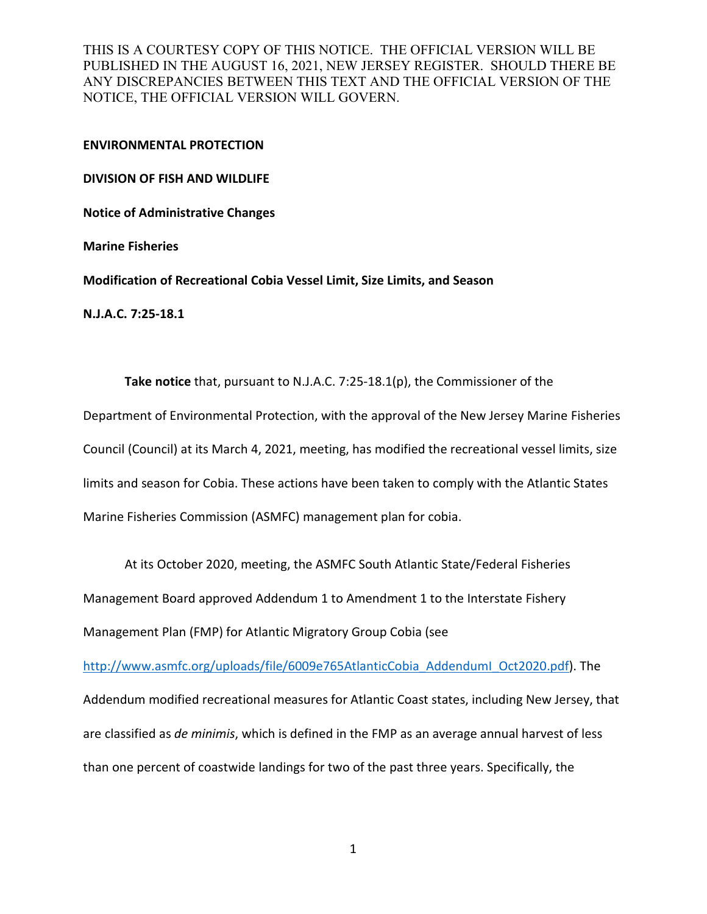THIS IS A COURTESY COPY OF THIS NOTICE. THE OFFICIAL VERSION WILL BE PUBLISHED IN THE AUGUST 16, 2021, NEW JERSEY REGISTER. SHOULD THERE BE ANY DISCREPANCIES BETWEEN THIS TEXT AND THE OFFICIAL VERSION OF THE NOTICE, THE OFFICIAL VERSION WILL GOVERN.

**ENVIRONMENTAL PROTECTION**

**DIVISION OF FISH AND WILDLIFE**

**Notice of Administrative Changes**

**Marine Fisheries**

**Modification of Recreational Cobia Vessel Limit, Size Limits, and Season**

**N.J.A.C. 7:25-18.1**

**Take notice** that, pursuant to N.J.A.C. 7:25-18.1(p), the Commissioner of the Department of Environmental Protection, with the approval of the New Jersey Marine Fisheries Council (Council) at its March 4, 2021, meeting, has modified the recreational vessel limits, size limits and season for Cobia. These actions have been taken to comply with the Atlantic States Marine Fisheries Commission (ASMFC) management plan for cobia.

At its October 2020, meeting, the ASMFC South Atlantic State/Federal Fisheries Management Board approved Addendum 1 to Amendment 1 to the Interstate Fishery Management Plan (FMP) for Atlantic Migratory Group Cobia (see http://www.asmfc.org/uploads/file/6009e765AtlanticCobia_AddendumI_Oct2020.pdf). The Addendum modified recreational measures for Atlantic Coast states, including New Jersey, that are classified as *de minimis*, which is defined in the FMP as an average annual harvest of less than one percent of coastwide landings for two of the past three years. Specifically, the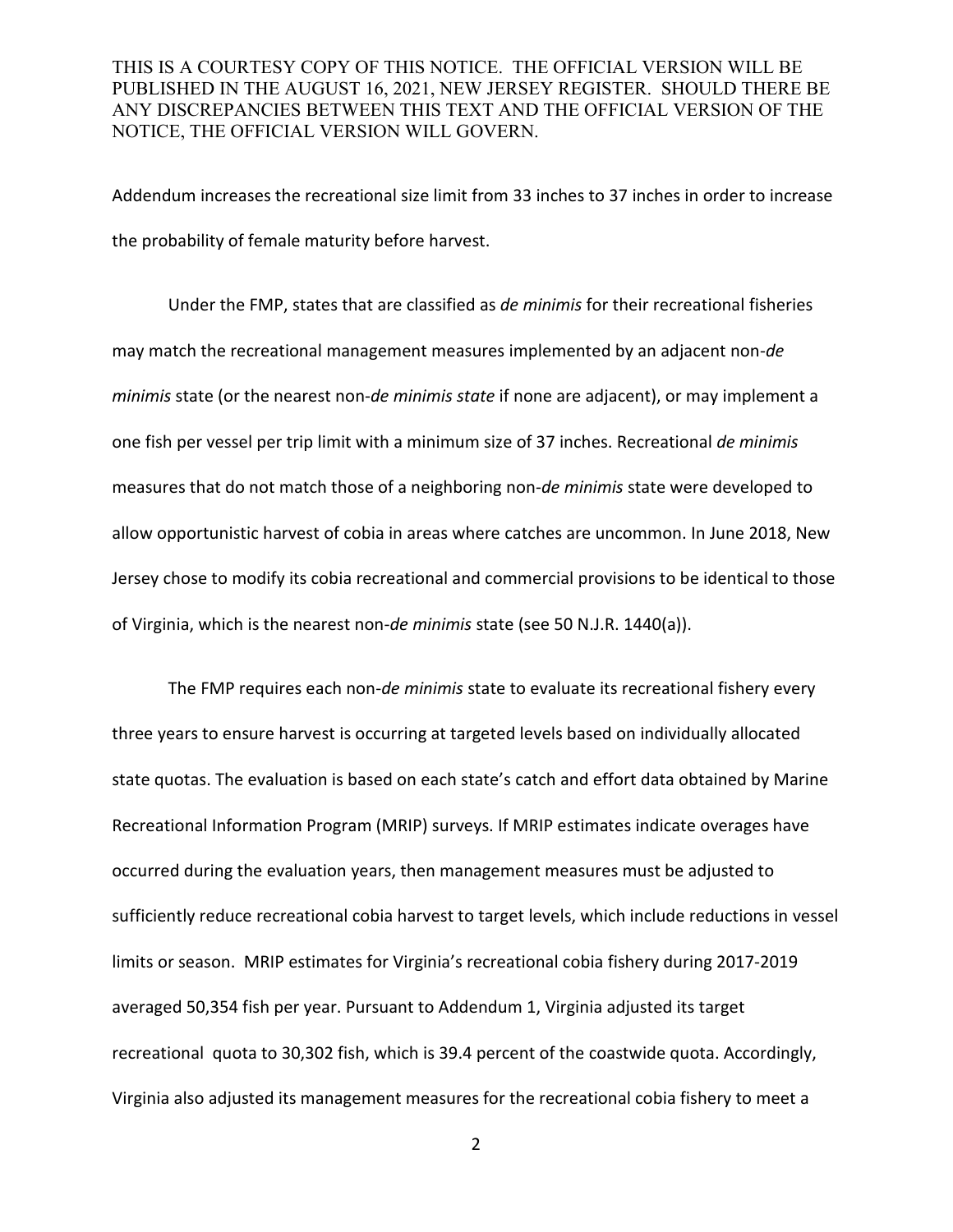Addendum increases the recreational size limit from 33 inches to 37 inches in order to increase the probability of female maturity before harvest.

Under the FMP, states that are classified as *de minimis* for their recreational fisheries may match the recreational management measures implemented by an adjacent non-*de minimis* state (or the nearest non-*de minimis state* if none are adjacent), or may implement a one fish per vessel per trip limit with a minimum size of 37 inches. Recreational *de minimis* measures that do not match those of a neighboring non-*de minimis* state were developed to allow opportunistic harvest of cobia in areas where catches are uncommon. In June 2018, New Jersey chose to modify its cobia recreational and commercial provisions to be identical to those of Virginia, which is the nearest non-*de minimis* state (see 50 N.J.R. 1440(a)).

The FMP requires each non-*de minimis* state to evaluate its recreational fishery every three years to ensure harvest is occurring at targeted levels based on individually allocated state quotas. The evaluation is based on each state's catch and effort data obtained by Marine Recreational Information Program (MRIP) surveys. If MRIP estimates indicate overages have occurred during the evaluation years, then management measures must be adjusted to sufficiently reduce recreational cobia harvest to target levels, which include reductions in vessel limits or season. MRIP estimates for Virginia's recreational cobia fishery during 2017-2019 averaged 50,354 fish per year. Pursuant to Addendum 1, Virginia adjusted its target recreational quota to 30,302 fish, which is 39.4 percent of the coastwide quota. Accordingly, Virginia also adjusted its management measures for the recreational cobia fishery to meet a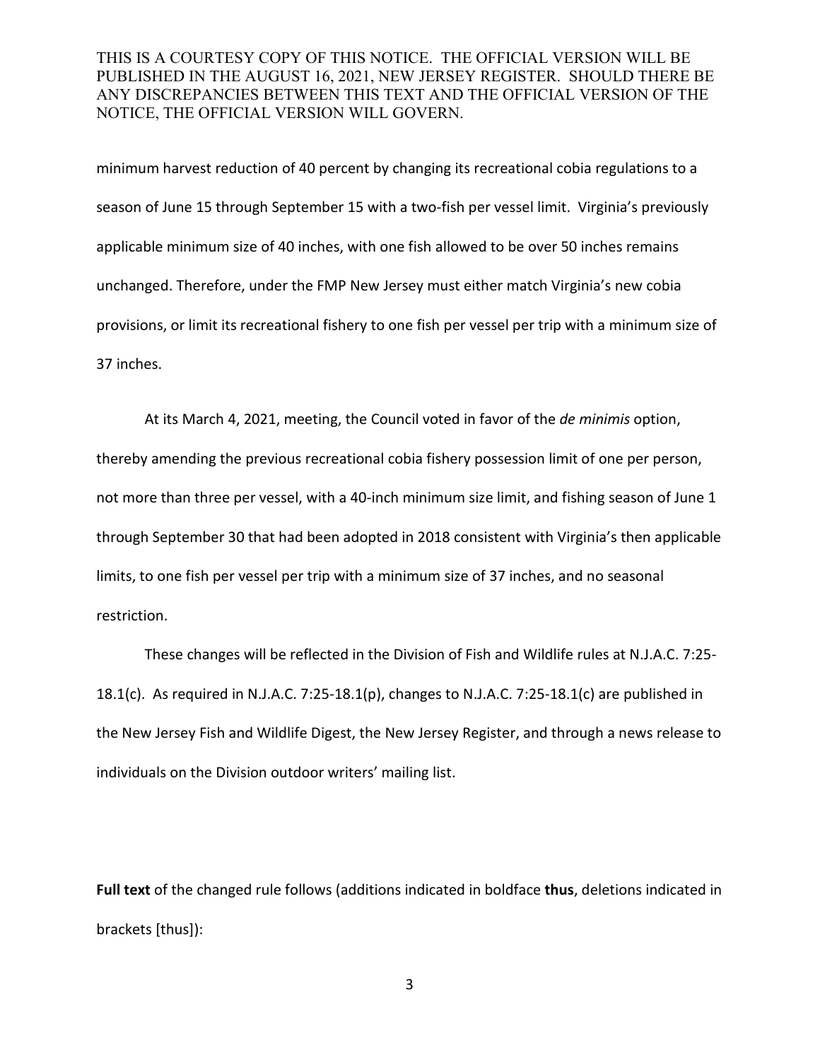minimum harvest reduction of 40 percent by changing its recreational cobia regulations to a season of June 15 through September 15 with a two-fish per vessel limit. Virginia's previously applicable minimum size of 40 inches, with one fish allowed to be over 50 inches remains unchanged. Therefore, under the FMP New Jersey must either match Virginia's new cobia provisions, or limit its recreational fishery to one fish per vessel per trip with a minimum size of 37 inches.

At its March 4, 2021, meeting, the Council voted in favor of the *de minimis* option, thereby amending the previous recreational cobia fishery possession limit of one per person, not more than three per vessel, with a 40-inch minimum size limit, and fishing season of June 1 through September 30 that had been adopted in 2018 consistent with Virginia's then applicable limits, to one fish per vessel per trip with a minimum size of 37 inches, and no seasonal restriction.

These changes will be reflected in the Division of Fish and Wildlife rules at N.J.A.C. 7:25-18.1(c). As required in N.J.A.C. 7:25-18.1(p), changes to N.J.A.C. 7:25-18.1(c) are published in the New Jersey Fish and Wildlife Digest, the New Jersey Register, and through a news release to individuals on the Division outdoor writers' mailing list.

**Full text** of the changed rule follows (additions indicated in boldface **thus**, deletions indicated in brackets [thus]):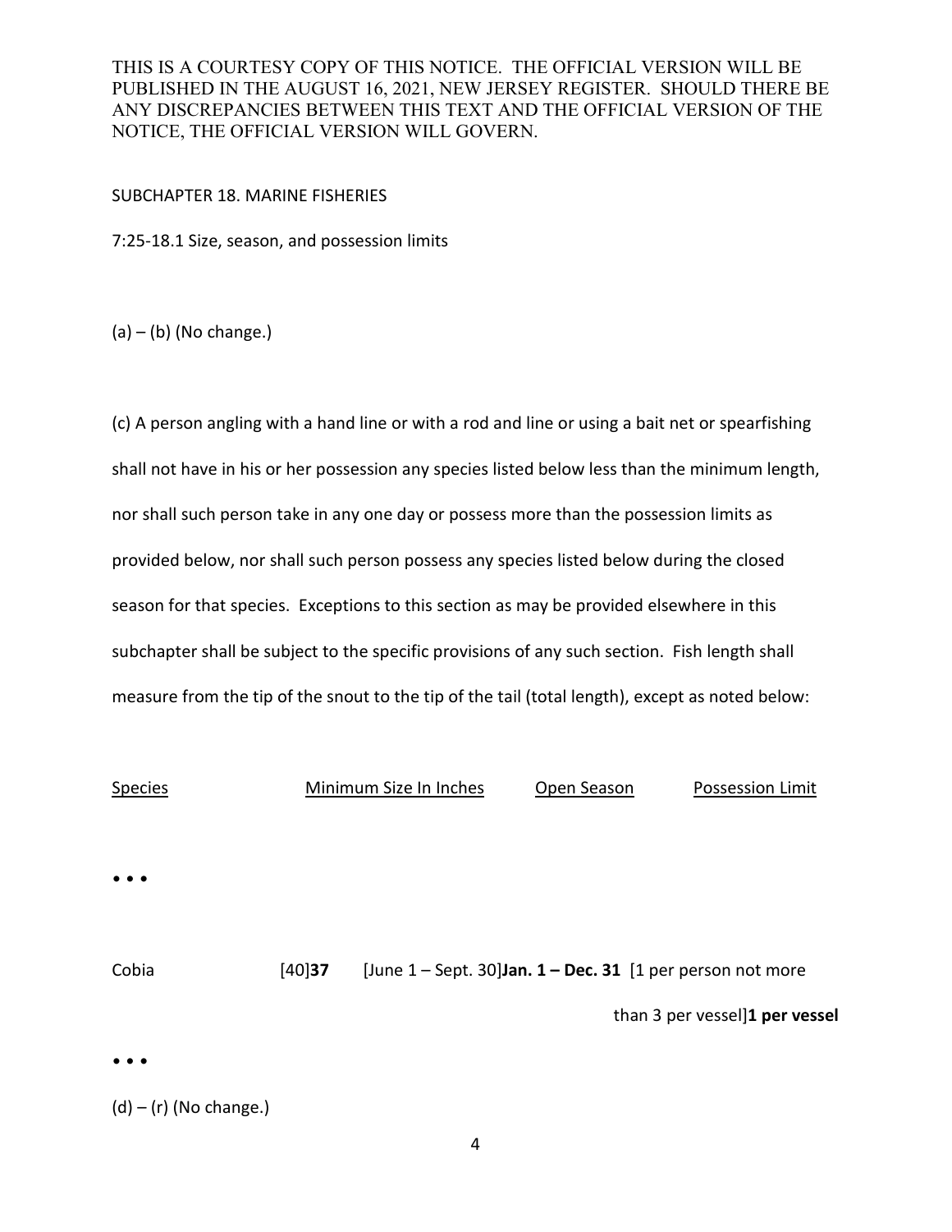THIS IS A COURTESY COPY OF THIS NOTICE. THE OFFICIAL VERSION WILL BE PUBLISHED IN THE AUGUST 16, 2021, NEW JERSEY REGISTER. SHOULD THERE BE ANY DISCREPANCIES BETWEEN THIS TEXT AND THE OFFICIAL VERSION OF THE NOTICE, THE OFFICIAL VERSION WILL GOVERN.

SUBCHAPTER 18. MARINE FISHERIES

7:25-18.1 Size, season, and possession limits

(a) – (b) (No change.)

(c) A person angling with a hand line or with a rod and line or using a bait net or spearfishing shall not have in his or her possession any species listed below less than the minimum length, nor shall such person take in any one day or possess more than the possession limits as provided below, nor shall such person possess any species listed below during the closed season for that species. Exceptions to this section as may be provided elsewhere in this subchapter shall be subject to the specific provisions of any such section. Fish length shall measure from the tip of the snout to the tip of the tail (total length), except as noted below:

| Species | Minimum Size In Inches | Open Season | Possession Limit |
|---|---|---|---|
| • • • | | | |
| Cobia | [40]**37** | [June 1 – Sept. 30]**Jan. 1 – Dec. 31** | [1 per person not more than 3 per vessel]**1 per vessel** |
| • • • | | | |

(d) – (r) (No change.)